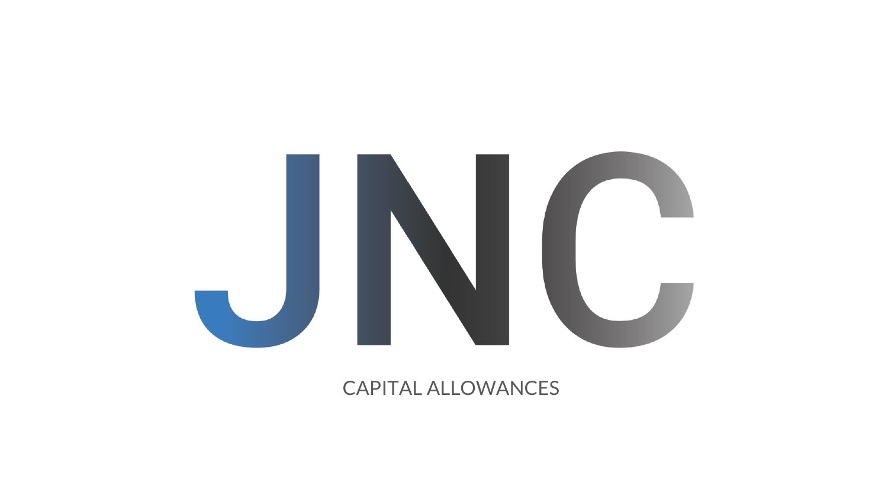# JNC

CAPITAL ALLOWANCES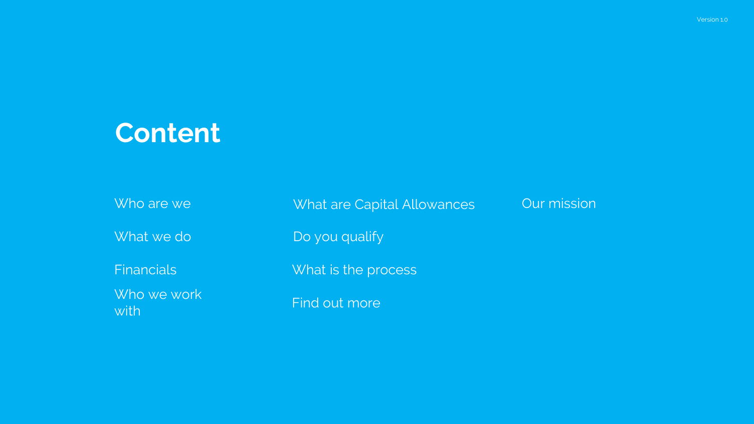# Content

- Who are we
- What we do
- Financials
- Who we work with
- What are Capital Allowances
- Do you qualify
- What is the process
- Find out more
- Our mission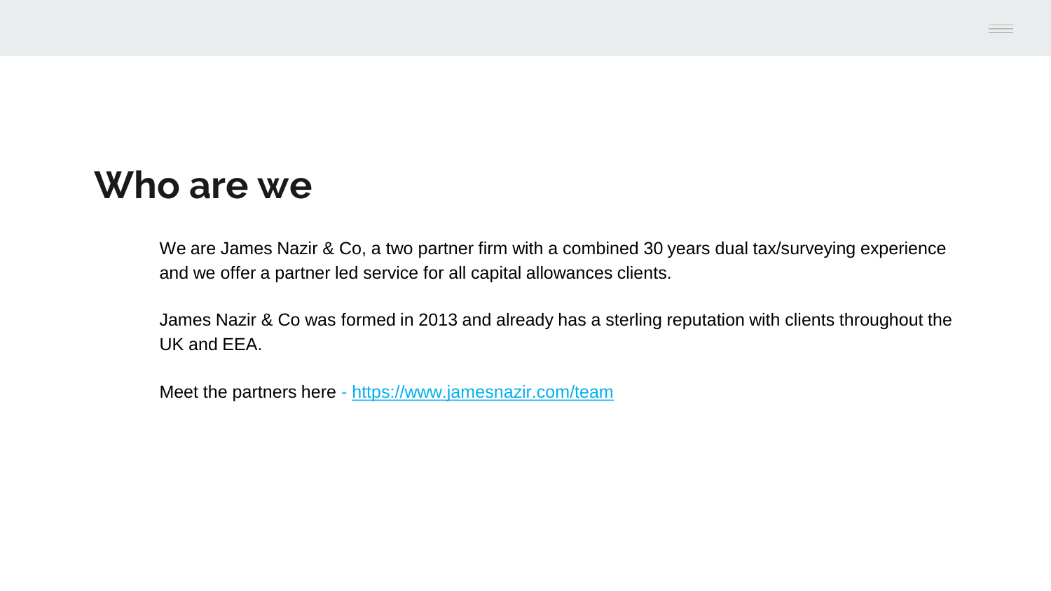# Who are we

We are James Nazir & Co, a two partner firm with a combined 30 years dual tax/surveying experience and we offer a partner led service for all capital allowances clients.

James Nazir & Co was formed in 2013 and already has a sterling reputation with clients throughout the UK and EEA.

Meet the partners here - [https://www.jamesnazir.com/team](https://www.jamesnazir.com/team)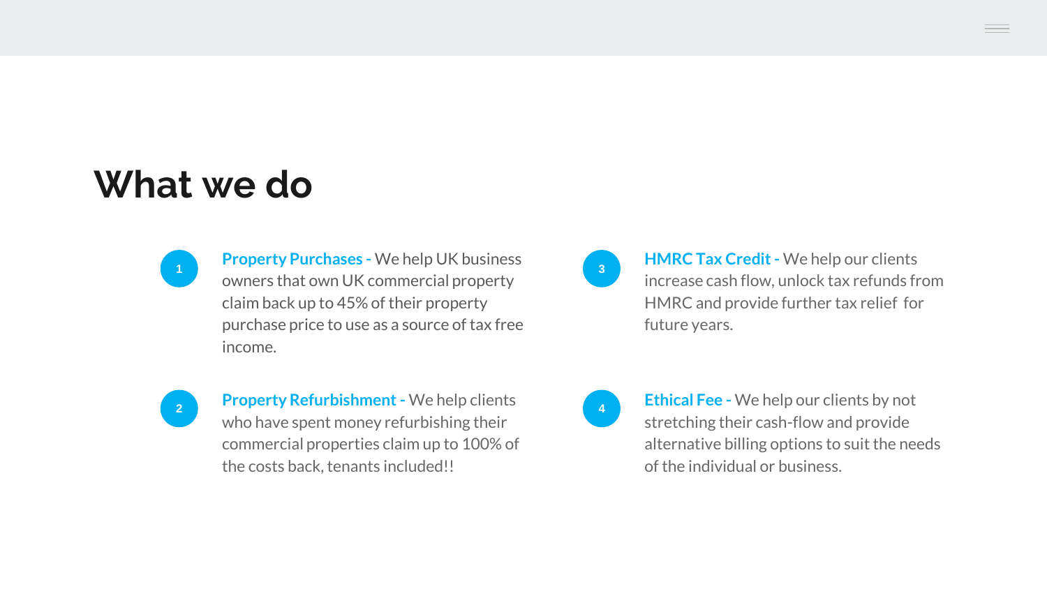# What we do

1. **Property Purchases -** We help UK business owners that own UK commercial property claim back up to 45% of their property purchase price to use as a source of tax free income.

2. **Property Refurbishment -** We help clients who have spent money refurbishing their commercial properties claim up to 100% of the costs back, tenants included!!

3. **HMRC Tax Credit -** We help our clients increase cash flow, unlock tax refunds from HMRC and provide further tax relief for future years.

4. **Ethical Fee -** We help our clients by not stretching their cash-flow and provide alternative billing options to suit the needs of the individual or business.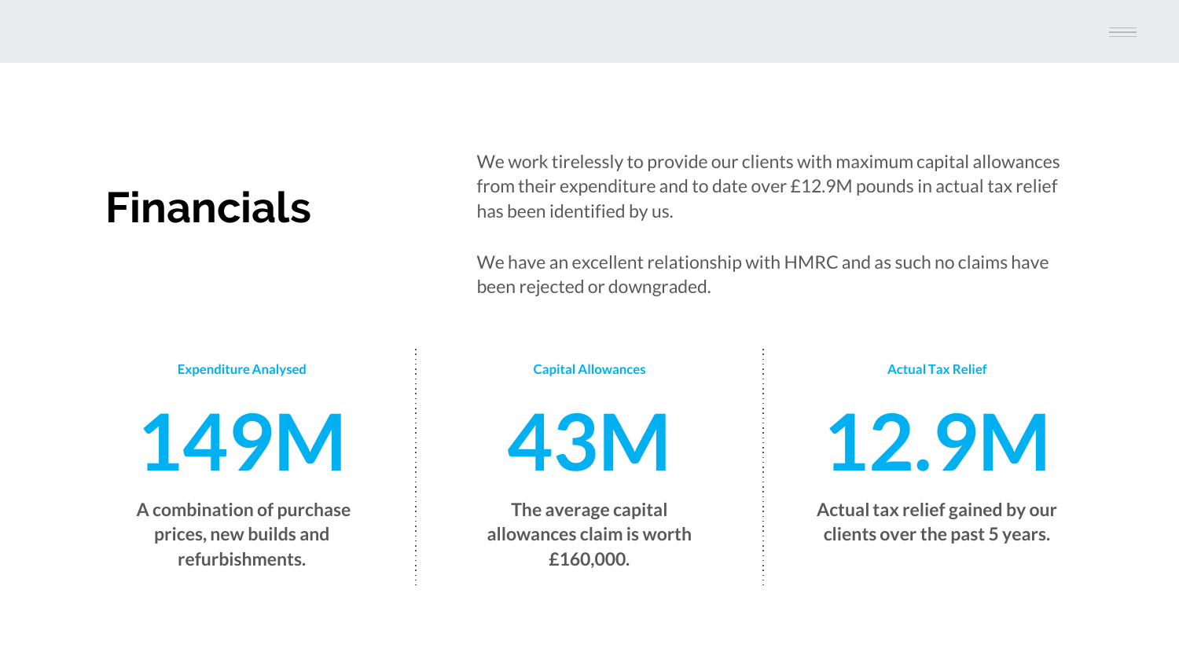# Financials

We work tirelessly to provide our clients with maximum capital allowances from their expenditure and to date over £12.9M pounds in actual tax relief has been identified by us.

We have an excellent relationship with HMRC and as such no claims have been rejected or downgraded.

### Expenditure Analysed

## 149M

**A combination of purchase prices, new builds and refurbishments.**

### Capital Allowances

## 43M

**The average capital allowances claim is worth £160,000.**

### Actual Tax Relief

## 12.9M

**Actual tax relief gained by our clients over the past 5 years.**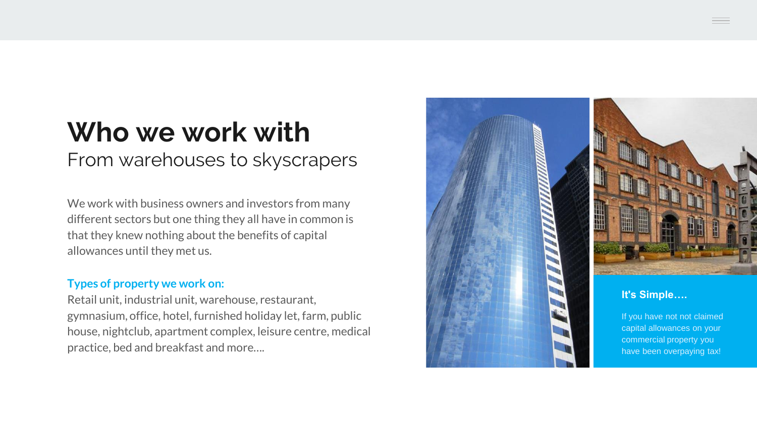# Who we work with

## From warehouses to skyscrapers

We work with business owners and investors from many different sectors but one thing they all have in common is that they knew nothing about the benefits of capital allowances until they met us.

**Types of property we work on:**

Retail unit, industrial unit, warehouse, restaurant, gymnasium, office, hotel, furnished holiday let, farm, public house, nightclub, apartment complex, leisure centre, medical practice, bed and breakfast and more….

### It's Simple….

If you have not not claimed capital allowances on your commercial property you have been overpaying tax!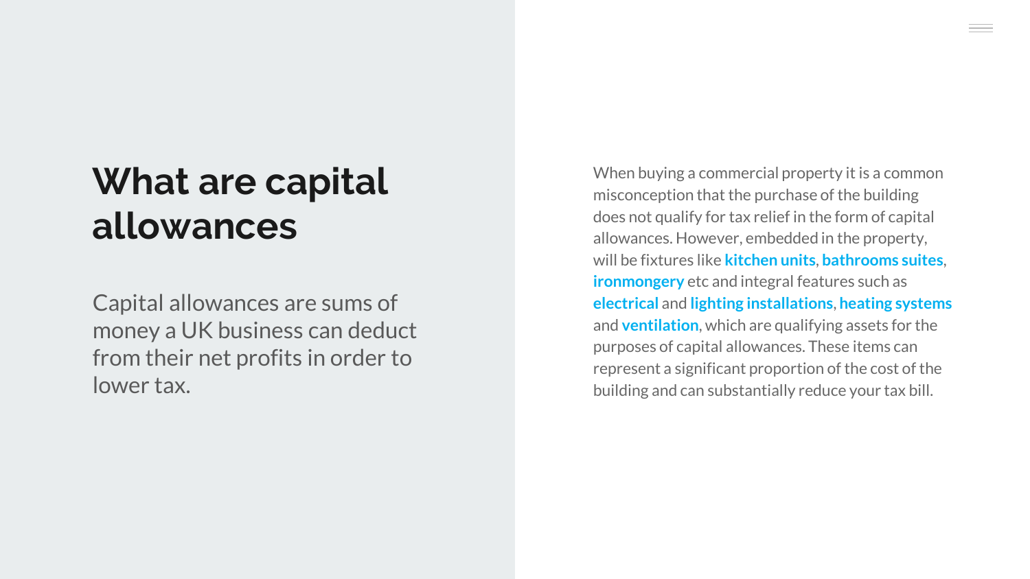# What are capital allowances

Capital allowances are sums of money a UK business can deduct from their net profits in order to lower tax.

When buying a commercial property it is a common misconception that the purchase of the building does not qualify for tax relief in the form of capital allowances. However, embedded in the property, will be fixtures like **kitchen units**, **bathrooms suites**, **ironmongery** etc and integral features such as **electrical** and **lighting installations**, **heating systems** and **ventilation**, which are qualifying assets for the purposes of capital allowances. These items can represent a significant proportion of the cost of the building and can substantially reduce your tax bill.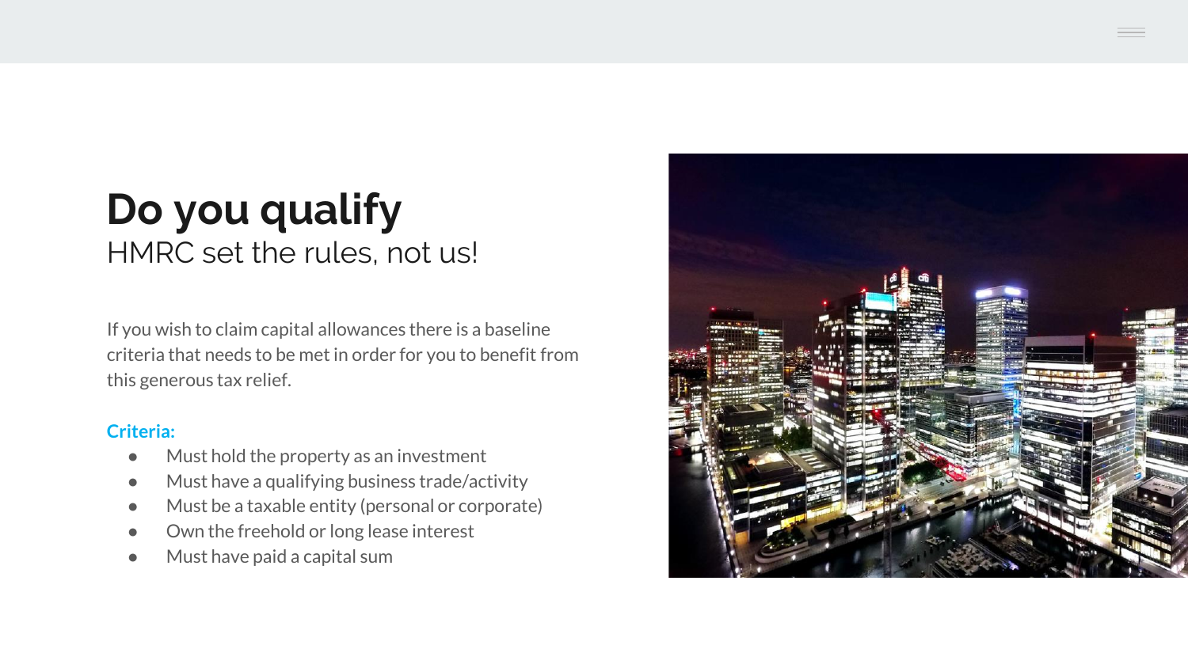# Do you qualify

## HMRC set the rules, not us!

If you wish to claim capital allowances there is a baseline criteria that needs to be met in order for you to benefit from this generous tax relief.

**Criteria:**

- Must hold the property as an investment
- Must have a qualifying business trade/activity
- Must be a taxable entity (personal or corporate)
- Own the freehold or long lease interest
- Must have paid a capital sum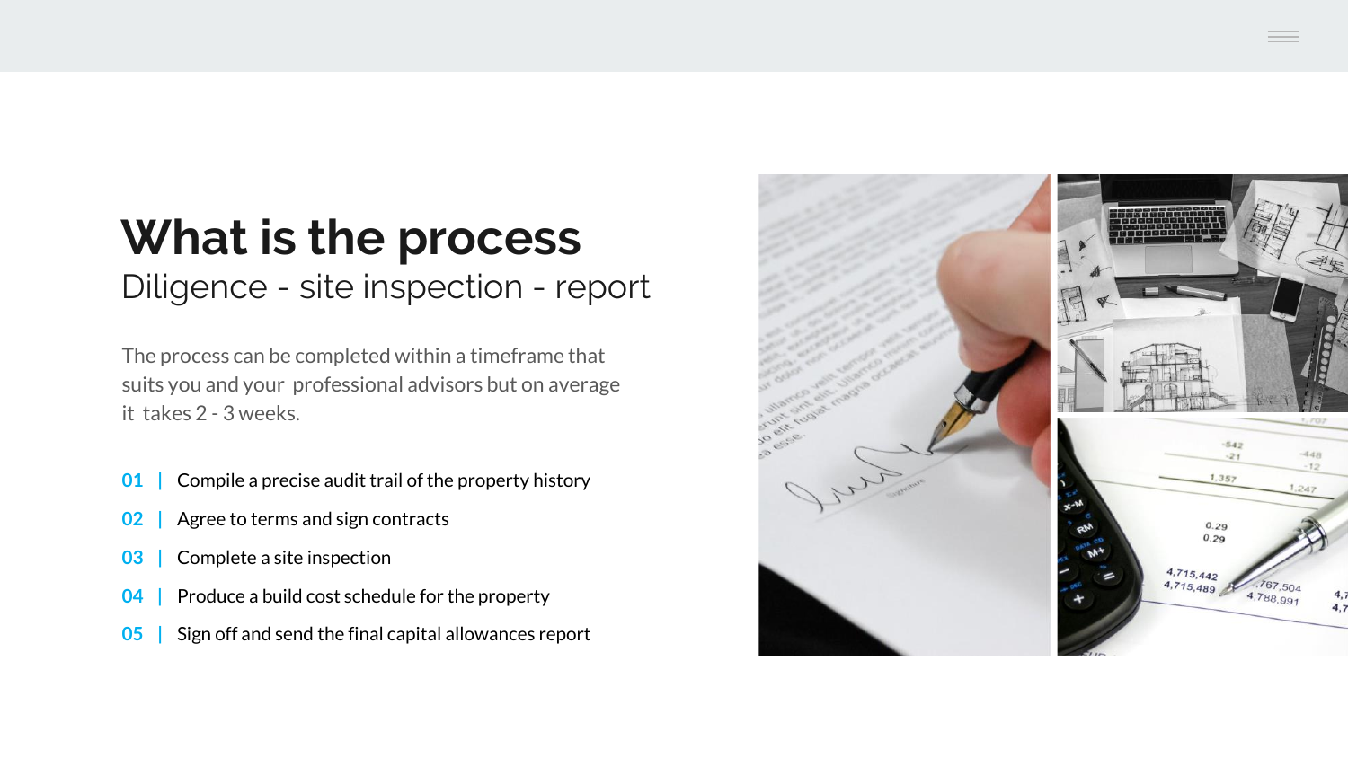# What is the process

## Diligence - site inspection - report

The process can be completed within a timeframe that suits you and your professional advisors but on average it takes 2 - 3 weeks.

**01** | Compile a precise audit trail of the property history

**02** | Agree to terms and sign contracts

**03** | Complete a site inspection

**04** | Produce a build cost schedule for the property

**05** | Sign off and send the final capital allowances report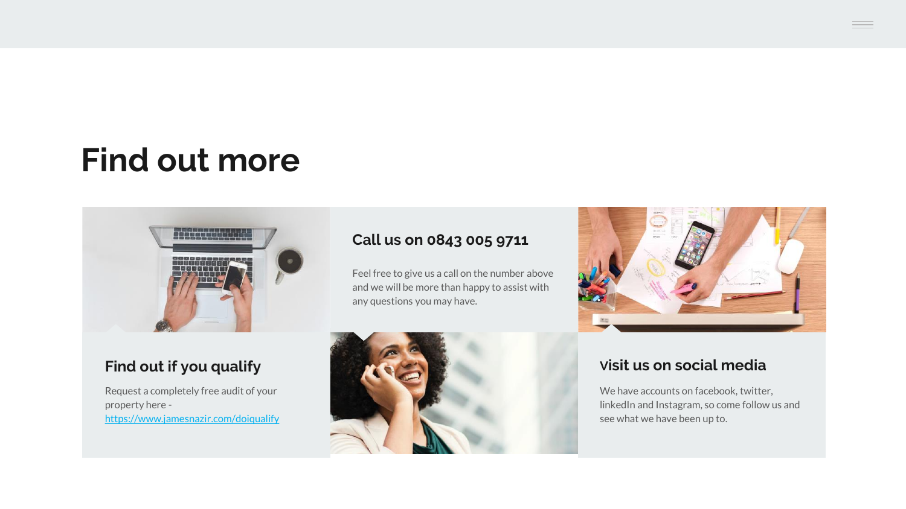# Find out more

## Call us on 0843 005 9711

Feel free to give us a call on the number above and we will be more than happy to assist with any questions you may have.

## Find out if you qualify

Request a completely free audit of your property here - https://www.jamesnazir.com/doiqualify

## visit us on social media

We have accounts on facebook, twitter, linkedIn and Instagram, so come follow us and see what we have been up to.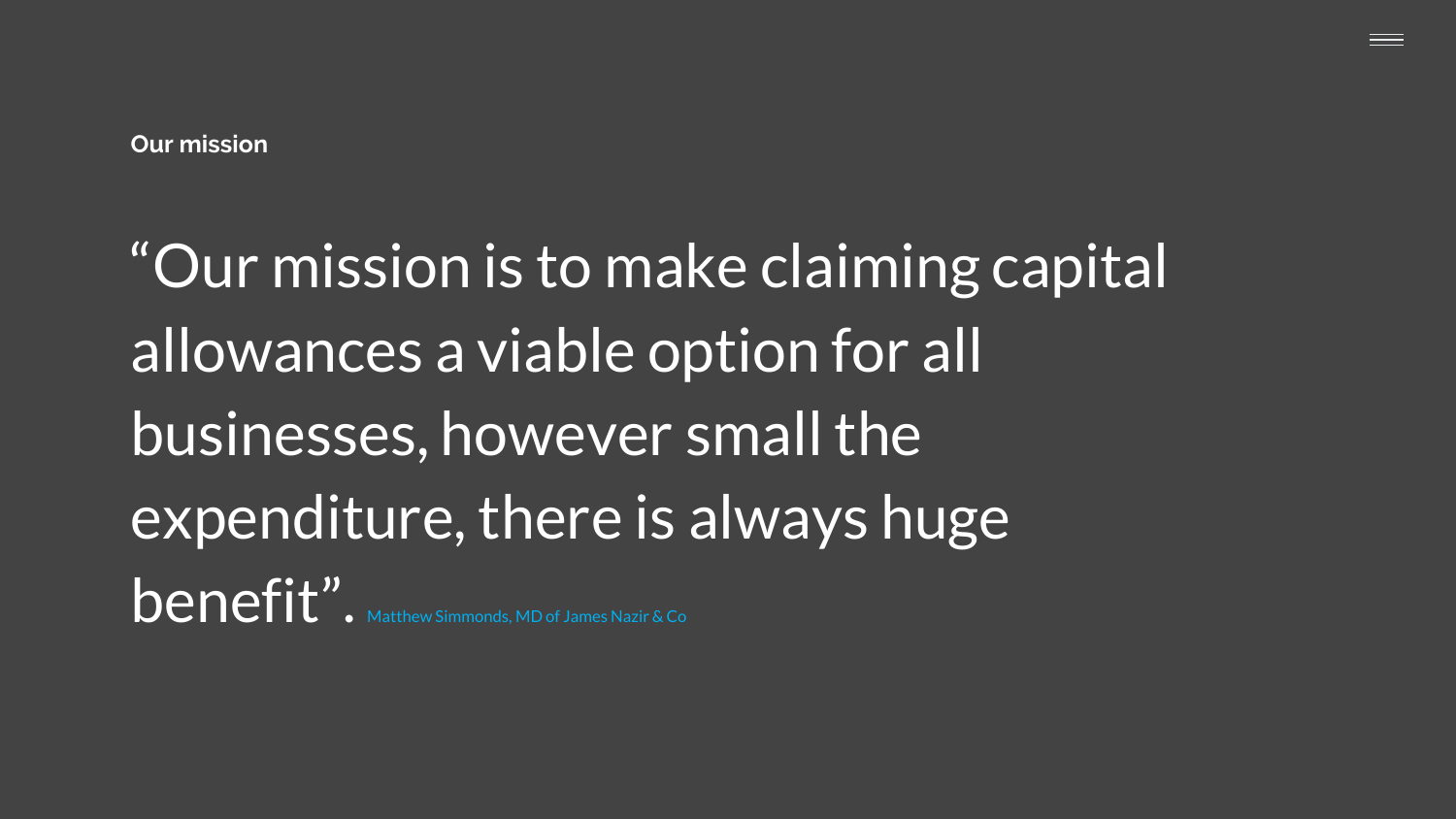**Our mission**

“Our mission is to make claiming capital allowances a viable option for all businesses, however small the expenditure, there is always huge benefit”. Matthew Simmonds, MD of James Nazir & Co